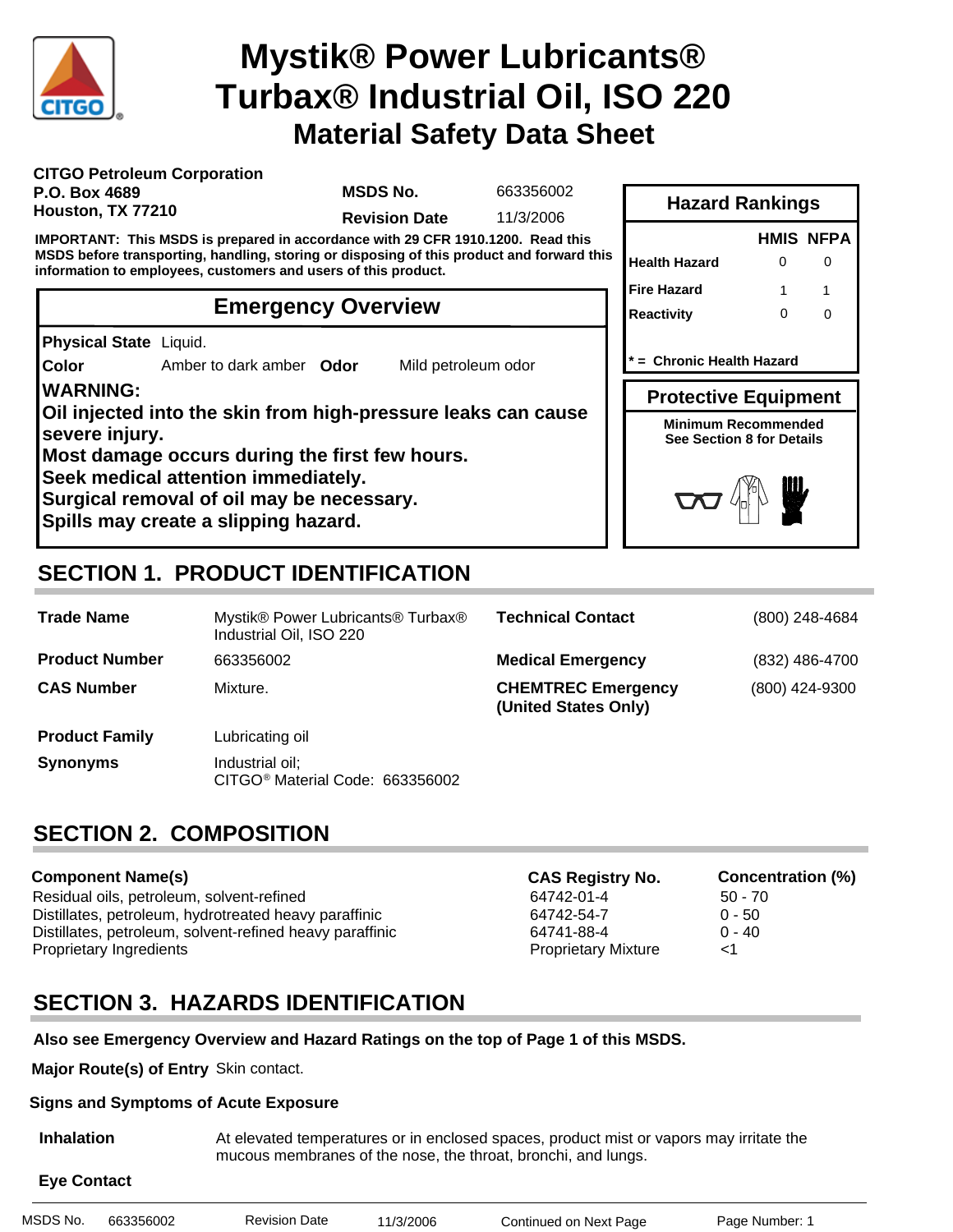# Mystik® Power Lubricants® Turbax® Industrial Oil, ISO 220

## Material Safety Data Sheet

**CITGO Petroleum Corporation**
**P.O. Box 4689**
**Houston, TX 77210**

**MSDS No.** 663356002
**Revision Date** 11/3/2006

**IMPORTANT: This MSDS is prepared in accordance with 29 CFR 1910.1200. Read this MSDS before transporting, handling, storing or disposing of this product and forward this information to employees, customers and users of this product.**

### Hazard Rankings

| | HMIS | NFPA |
|---|---|---|
| Health Hazard | 0 | 0 |
| Fire Hazard | 1 | 1 |
| Reactivity | 0 | 0 |

**\* = Chronic Health Hazard**

### Protective Equipment

**Minimum Recommended**
**See Section 8 for Details**

### Emergency Overview

**Physical State** Liquid.
**Color** Amber to dark amber **Odor** Mild petroleum odor

**WARNING:**
**Oil injected into the skin from high-pressure leaks can cause severe injury.**
**Most damage occurs during the first few hours.**
**Seek medical attention immediately.**
**Surgical removal of oil may be necessary.**
**Spills may create a slipping hazard.**

## SECTION 1. PRODUCT IDENTIFICATION

| | | | |
|---|---|---|---|
| **Trade Name** | Mystik® Power Lubricants® Turbax® Industrial Oil, ISO 220 | **Technical Contact** | (800) 248-4684 |
| **Product Number** | 663356002 | **Medical Emergency** | (832) 486-4700 |
| **CAS Number** | Mixture. | **CHEMTREC Emergency (United States Only)** | (800) 424-9300 |
| **Product Family** | Lubricating oil | | |
| **Synonyms** | Industrial oil; CITGO® Material Code: 663356002 | | |

## SECTION 2. COMPOSITION

| Component Name(s) | CAS Registry No. | Concentration (%) |
|---|---|---|
| Residual oils, petroleum, solvent-refined | 64742-01-4 | 50 - 70 |
| Distillates, petroleum, hydrotreated heavy paraffinic | 64742-54-7 | 0 - 50 |
| Distillates, petroleum, solvent-refined heavy paraffinic | 64741-88-4 | 0 - 40 |
| Proprietary Ingredients | Proprietary Mixture | <1 |

## SECTION 3. HAZARDS IDENTIFICATION

**Also see Emergency Overview and Hazard Ratings on the top of Page 1 of this MSDS.**

**Major Route(s) of Entry** Skin contact.

**Signs and Symptoms of Acute Exposure**

**Inhalation** At elevated temperatures or in enclosed spaces, product mist or vapors may irritate the mucous membranes of the nose, the throat, bronchi, and lungs.

**Eye Contact**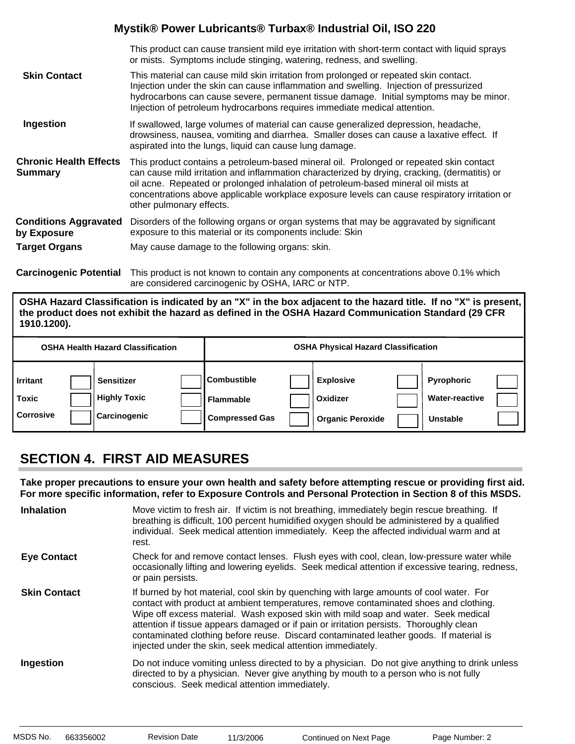This product can cause transient mild eye irritation with short-term contact with liquid sprays or mists. Symptoms include stinging, watering, redness, and swelling.

**Skin Contact**

This material can cause mild skin irritation from prolonged or repeated skin contact. Injection under the skin can cause inflammation and swelling. Injection of pressurized hydrocarbons can cause severe, permanent tissue damage. Initial symptoms may be minor. Injection of petroleum hydrocarbons requires immediate medical attention.

**Ingestion**

If swallowed, large volumes of material can cause generalized depression, headache, drowsiness, nausea, vomiting and diarrhea. Smaller doses can cause a laxative effect. If aspirated into the lungs, liquid can cause lung damage.

**Chronic Health Effects Summary**

This product contains a petroleum-based mineral oil. Prolonged or repeated skin contact can cause mild irritation and inflammation characterized by drying, cracking, (dermatitis) or oil acne. Repeated or prolonged inhalation of petroleum-based mineral oil mists at concentrations above applicable workplace exposure levels can cause respiratory irritation or other pulmonary effects.

**Conditions Aggravated by Exposure**

Disorders of the following organs or organ systems that may be aggravated by significant exposure to this material or its components include: Skin

**Target Organs**

May cause damage to the following organs: skin.

**Carcinogenic Potential**

This product is not known to contain any components at concentrations above 0.1% which are considered carcinogenic by OSHA, IARC or NTP.

**OSHA Hazard Classification is indicated by an "X" in the box adjacent to the hazard title. If no "X" is present, the product does not exhibit the hazard as defined in the OSHA Hazard Communication Standard (29 CFR 1910.1200).**

| OSHA Health Hazard Classification | | | | OSHA Physical Hazard Classification | | | | | |
|---|---|---|---|---|---|---|---|---|---|
| Irritant | | Sensitizer | | Combustible | | Explosive | | Pyrophoric | |
| Toxic | | Highly Toxic | | Flammable | | Oxidizer | | Water-reactive | |
| Corrosive | | Carcinogenic | | Compressed Gas | | Organic Peroxide | | Unstable | |

## SECTION 4. FIRST AID MEASURES

**Take proper precautions to ensure your own health and safety before attempting rescue or providing first aid. For more specific information, refer to Exposure Controls and Personal Protection in Section 8 of this MSDS.**

**Inhalation**

Move victim to fresh air. If victim is not breathing, immediately begin rescue breathing. If breathing is difficult, 100 percent humidified oxygen should be administered by a qualified individual. Seek medical attention immediately. Keep the affected individual warm and at rest.

**Eye Contact**

Check for and remove contact lenses. Flush eyes with cool, clean, low-pressure water while occasionally lifting and lowering eyelids. Seek medical attention if excessive tearing, redness, or pain persists.

**Skin Contact**

If burned by hot material, cool skin by quenching with large amounts of cool water. For contact with product at ambient temperatures, remove contaminated shoes and clothing. Wipe off excess material. Wash exposed skin with mild soap and water. Seek medical attention if tissue appears damaged or if pain or irritation persists. Thoroughly clean contaminated clothing before reuse. Discard contaminated leather goods. If material is injected under the skin, seek medical attention immediately.

**Ingestion**

Do not induce vomiting unless directed to by a physician. Do not give anything to drink unless directed to by a physician. Never give anything by mouth to a person who is not fully conscious. Seek medical attention immediately.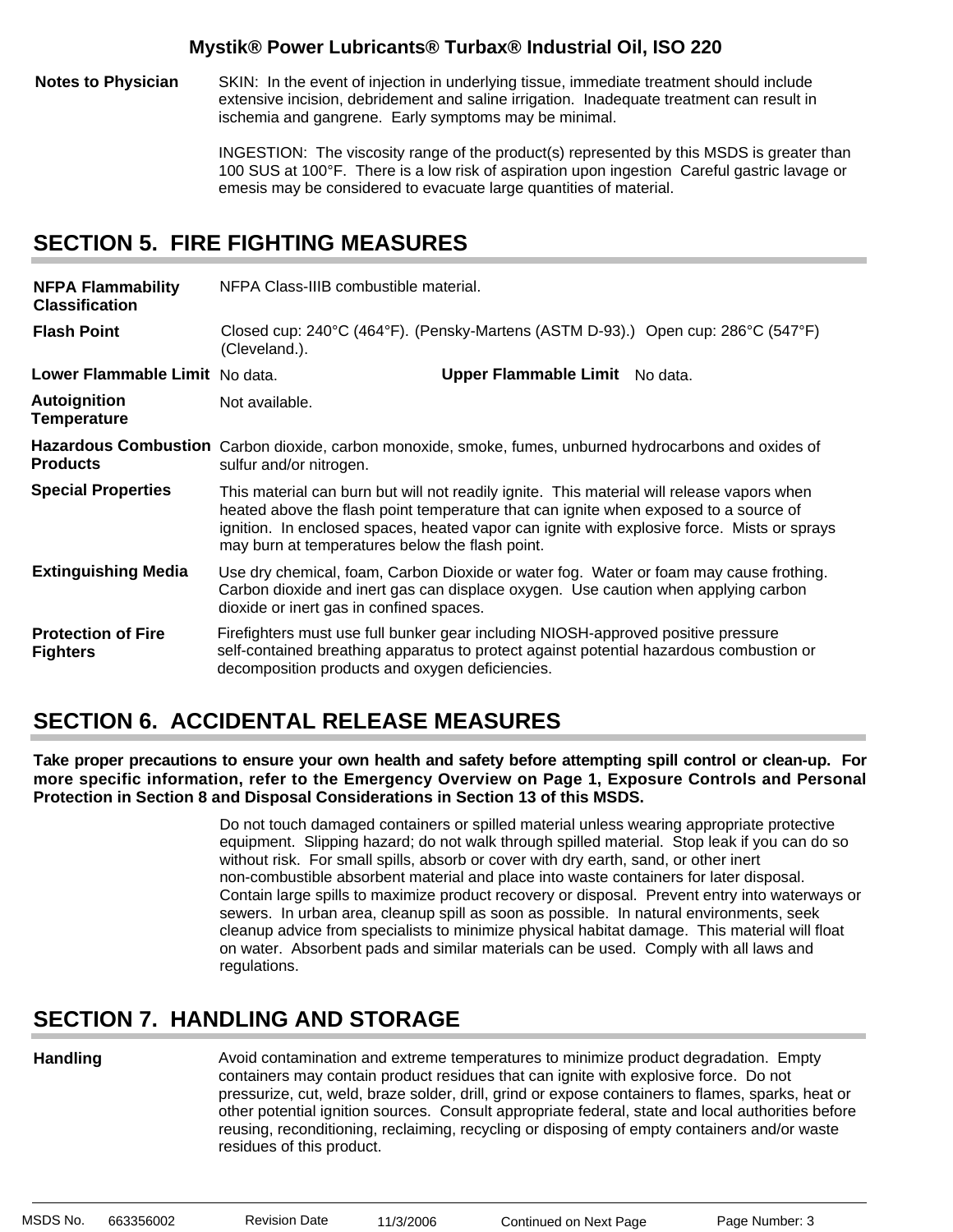**Notes to Physician**

SKIN: In the event of injection in underlying tissue, immediate treatment should include extensive incision, debridement and saline irrigation. Inadequate treatment can result in ischemia and gangrene. Early symptoms may be minimal.

INGESTION: The viscosity range of the product(s) represented by this MSDS is greater than 100 SUS at 100°F. There is a low risk of aspiration upon ingestion Careful gastric lavage or emesis may be considered to evacuate large quantities of material.

## SECTION 5. FIRE FIGHTING MEASURES

**NFPA Flammability Classification**

NFPA Class-IIIB combustible material.

**Flash Point**

Closed cup: 240°C (464°F). (Pensky-Martens (ASTM D-93).) Open cup: 286°C (547°F) (Cleveland.).

**Lower Flammable Limit** No data.

**Upper Flammable Limit** No data.

**Autoignition Temperature**

Not available.

**Hazardous Combustion Products**

Carbon dioxide, carbon monoxide, smoke, fumes, unburned hydrocarbons and oxides of sulfur and/or nitrogen.

**Special Properties**

This material can burn but will not readily ignite. This material will release vapors when heated above the flash point temperature that can ignite when exposed to a source of ignition. In enclosed spaces, heated vapor can ignite with explosive force. Mists or sprays may burn at temperatures below the flash point.

**Extinguishing Media**

Use dry chemical, foam, Carbon Dioxide or water fog. Water or foam may cause frothing. Carbon dioxide and inert gas can displace oxygen. Use caution when applying carbon dioxide or inert gas in confined spaces.

**Protection of Fire Fighters**

Firefighters must use full bunker gear including NIOSH-approved positive pressure self-contained breathing apparatus to protect against potential hazardous combustion or decomposition products and oxygen deficiencies.

## SECTION 6. ACCIDENTAL RELEASE MEASURES

**Take proper precautions to ensure your own health and safety before attempting spill control or clean-up. For more specific information, refer to the Emergency Overview on Page 1, Exposure Controls and Personal Protection in Section 8 and Disposal Considerations in Section 13 of this MSDS.**

Do not touch damaged containers or spilled material unless wearing appropriate protective equipment. Slipping hazard; do not walk through spilled material. Stop leak if you can do so without risk. For small spills, absorb or cover with dry earth, sand, or other inert non-combustible absorbent material and place into waste containers for later disposal. Contain large spills to maximize product recovery or disposal. Prevent entry into waterways or sewers. In urban area, cleanup spill as soon as possible. In natural environments, seek cleanup advice from specialists to minimize physical habitat damage. This material will float on water. Absorbent pads and similar materials can be used. Comply with all laws and regulations.

## SECTION 7. HANDLING AND STORAGE

**Handling**

Avoid contamination and extreme temperatures to minimize product degradation. Empty containers may contain product residues that can ignite with explosive force. Do not pressurize, cut, weld, braze solder, drill, grind or expose containers to flames, sparks, heat or other potential ignition sources. Consult appropriate federal, state and local authorities before reusing, reconditioning, reclaiming, recycling or disposing of empty containers and/or waste residues of this product.

Continued on Next Page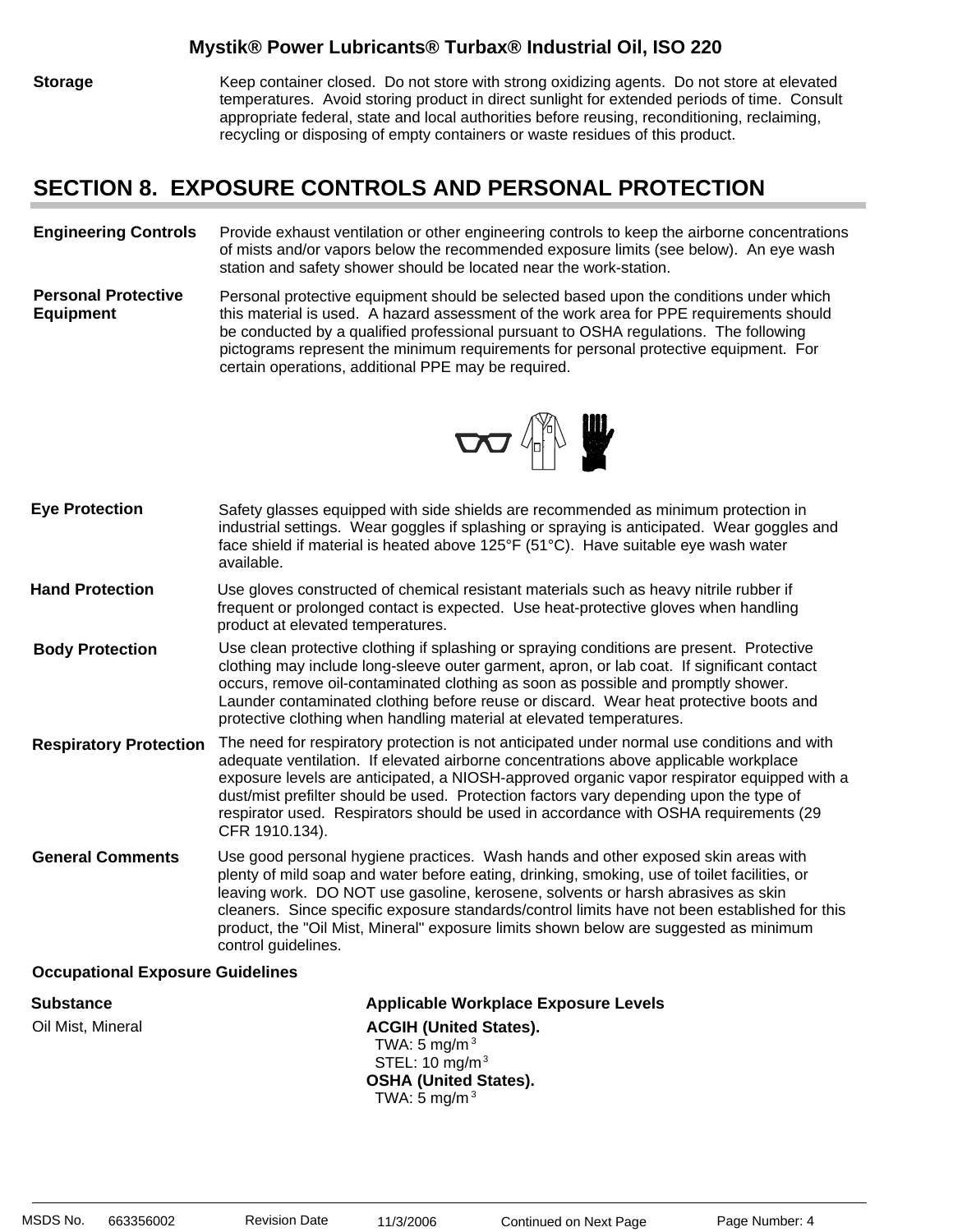**Storage** Keep container closed. Do not store with strong oxidizing agents. Do not store at elevated temperatures. Avoid storing product in direct sunlight for extended periods of time. Consult appropriate federal, state and local authorities before reusing, reconditioning, reclaiming, recycling or disposing of empty containers or waste residues of this product.

## SECTION 8. EXPOSURE CONTROLS AND PERSONAL PROTECTION

**Engineering Controls** Provide exhaust ventilation or other engineering controls to keep the airborne concentrations of mists and/or vapors below the recommended exposure limits (see below). An eye wash station and safety shower should be located near the work-station.

**Personal Protective Equipment** Personal protective equipment should be selected based upon the conditions under which this material is used. A hazard assessment of the work area for PPE requirements should be conducted by a qualified professional pursuant to OSHA regulations. The following pictograms represent the minimum requirements for personal protective equipment. For certain operations, additional PPE may be required.

**Eye Protection** Safety glasses equipped with side shields are recommended as minimum protection in industrial settings. Wear goggles if splashing or spraying is anticipated. Wear goggles and face shield if material is heated above 125°F (51°C). Have suitable eye wash water available.

**Hand Protection** Use gloves constructed of chemical resistant materials such as heavy nitrile rubber if frequent or prolonged contact is expected. Use heat-protective gloves when handling product at elevated temperatures.

**Body Protection** Use clean protective clothing if splashing or spraying conditions are present. Protective clothing may include long-sleeve outer garment, apron, or lab coat. If significant contact occurs, remove oil-contaminated clothing as soon as possible and promptly shower. Launder contaminated clothing before reuse or discard. Wear heat protective boots and protective clothing when handling material at elevated temperatures.

**Respiratory Protection** The need for respiratory protection is not anticipated under normal use conditions and with adequate ventilation. If elevated airborne concentrations above applicable workplace exposure levels are anticipated, a NIOSH-approved organic vapor respirator equipped with a dust/mist prefilter should be used. Protection factors vary depending upon the type of respirator used. Respirators should be used in accordance with OSHA requirements (29 CFR 1910.134).

**General Comments** Use good personal hygiene practices. Wash hands and other exposed skin areas with plenty of mild soap and water before eating, drinking, smoking, use of toilet facilities, or leaving work. DO NOT use gasoline, kerosene, solvents or harsh abrasives as skin cleaners. Since specific exposure standards/control limits have not been established for this product, the "Oil Mist, Mineral" exposure limits shown below are suggested as minimum control guidelines.

**Occupational Exposure Guidelines**

| Substance | Applicable Workplace Exposure Levels |
|---|---|
| Oil Mist, Mineral | **ACGIH (United States).**<br>TWA: 5 $mg/m^3$<br>STEL: 10 $mg/m^3$<br>**OSHA (United States).**<br>TWA: 5 $mg/m^3$ |

MSDS No. 663356002 Revision Date 11/3/2006 Continued on Next Page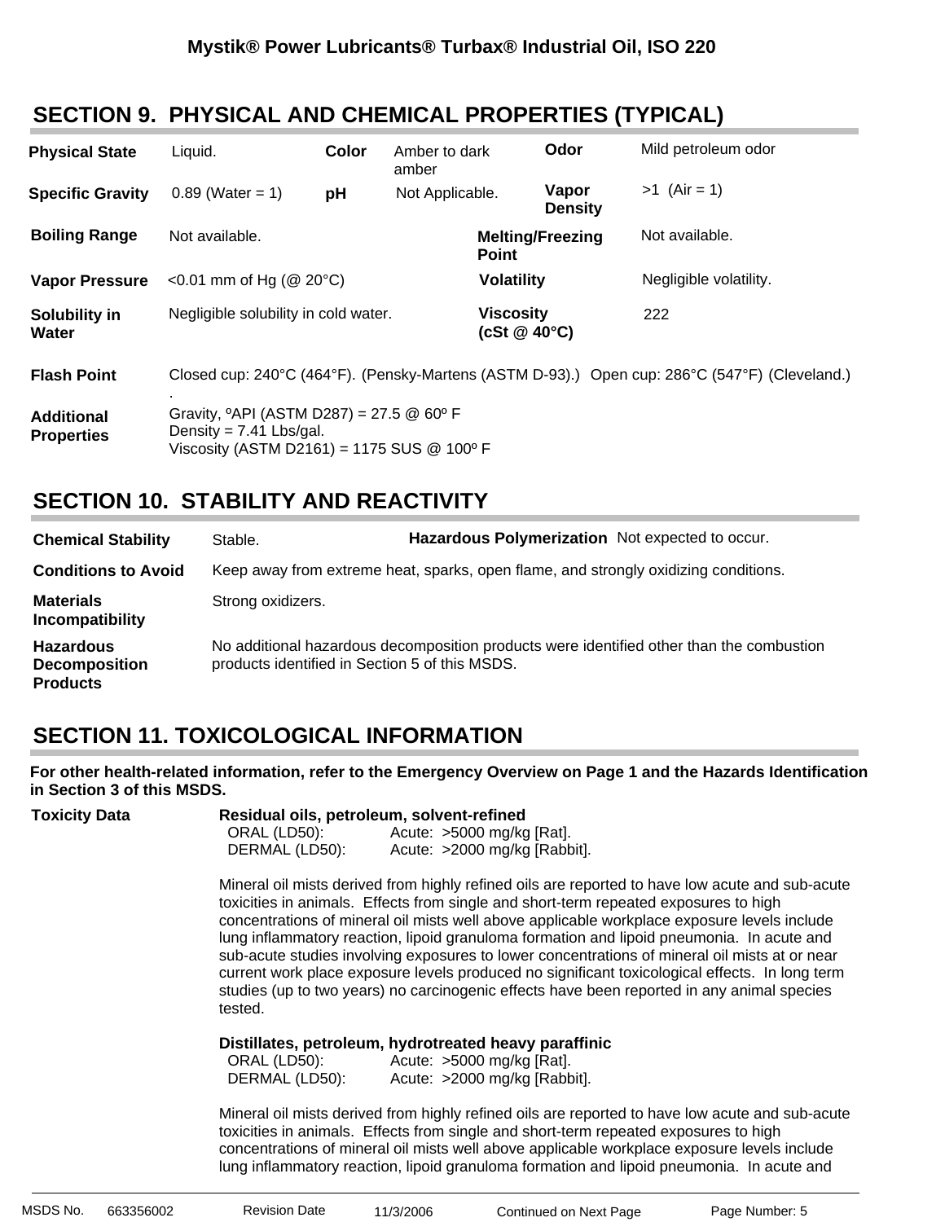## SECTION 9.  PHYSICAL AND CHEMICAL PROPERTIES (TYPICAL)

| | | | | | |
|---|---|---|---|---|---|
| **Physical State** | Liquid. | **Color** | Amber to dark amber | **Odor** | Mild petroleum odor |
| **Specific Gravity** | 0.89 (Water = 1) | **pH** | Not Applicable. | **Vapor Density** | >1  (Air = 1) |
| **Boiling Range** | Not available. | | | **Melting/Freezing Point** | Not available. |
| **Vapor Pressure** | <0.01 mm of Hg (@ 20°C) | | | **Volatility** | Negligible volatility. |
| **Solubility in Water** | Negligible solubility in cold water. | | | **Viscosity (cSt @ 40°C)** | 222 |

**Flash Point**  Closed cup: 240°C (464°F). (Pensky-Martens (ASTM D-93).)  Open cup: 286°C (547°F) (Cleveland.) .

**Additional Properties**  
Gravity, ºAPI (ASTM D287) = 27.5 @ 60º F  
Density = 7.41 Lbs/gal.  
Viscosity (ASTM D2161) = 1175 SUS @ 100º F

## SECTION 10.  STABILITY AND REACTIVITY

**Chemical Stability**  Stable.  **Hazardous Polymerization**  Not expected to occur.

**Conditions to Avoid**  Keep away from extreme heat, sparks, open flame, and strongly oxidizing conditions.

**Materials Incompatibility**  Strong oxidizers.

**Hazardous Decomposition Products**  No additional hazardous decomposition products were identified other than the combustion products identified in Section 5 of this MSDS.

## SECTION 11. TOXICOLOGICAL INFORMATION

**For other health-related information, refer to the Emergency Overview on Page 1 and the Hazards Identification in Section 3 of this MSDS.**

**Toxicity Data**

**Residual oils, petroleum, solvent-refined**

ORAL (LD50):  Acute:  >5000 mg/kg [Rat].  
DERMAL (LD50):  Acute:  >2000 mg/kg [Rabbit].

Mineral oil mists derived from highly refined oils are reported to have low acute and sub-acute toxicities in animals.  Effects from single and short-term repeated exposures to high concentrations of mineral oil mists well above applicable workplace exposure levels include lung inflammatory reaction, lipoid granuloma formation and lipoid pneumonia.  In acute and sub-acute studies involving exposures to lower concentrations of mineral oil mists at or near current work place exposure levels produced no significant toxicological effects.  In long term studies (up to two years) no carcinogenic effects have been reported in any animal species tested.

**Distillates, petroleum, hydrotreated heavy paraffinic**

ORAL (LD50):  Acute:  >5000 mg/kg [Rat].  
DERMAL (LD50):  Acute:  >2000 mg/kg [Rabbit].

Mineral oil mists derived from highly refined oils are reported to have low acute and sub-acute toxicities in animals.  Effects from single and short-term repeated exposures to high concentrations of mineral oil mists well above applicable workplace exposure levels include lung inflammatory reaction, lipoid granuloma formation and lipoid pneumonia.  In acute and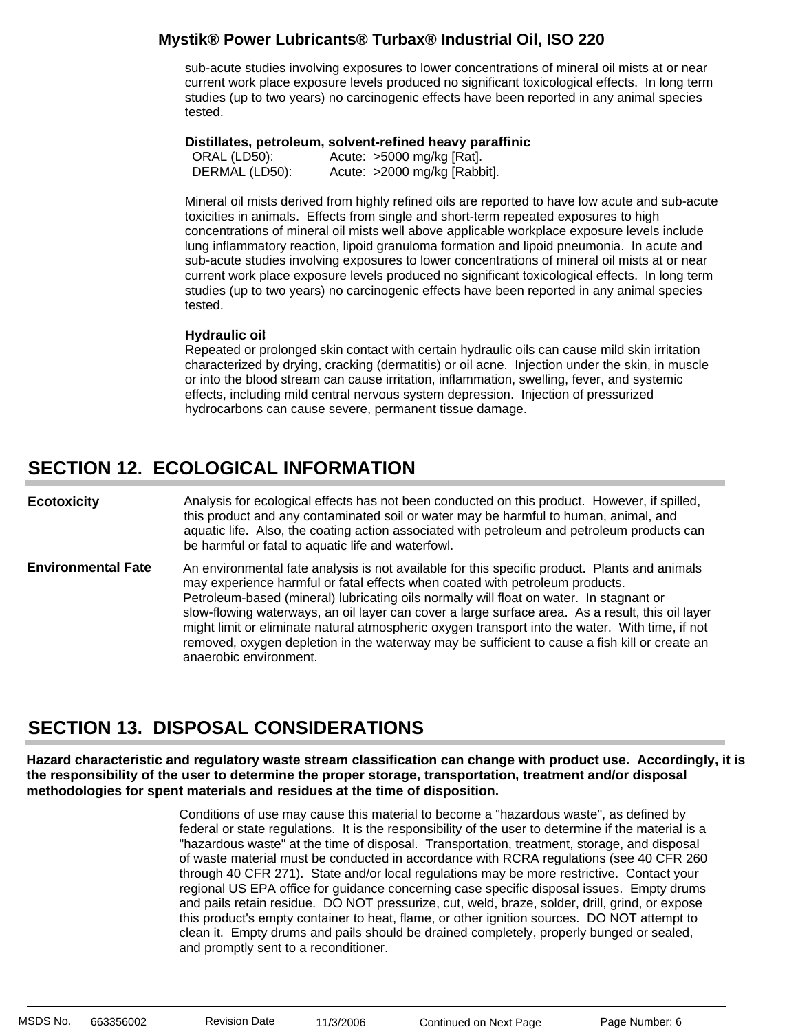sub-acute studies involving exposures to lower concentrations of mineral oil mists at or near current work place exposure levels produced no significant toxicological effects. In long term studies (up to two years) no carcinogenic effects have been reported in any animal species tested.

**Distillates, petroleum, solvent-refined heavy paraffinic**

| | |
|---|---|
| ORAL (LD50): | Acute: >5000 mg/kg [Rat]. |
| DERMAL (LD50): | Acute: >2000 mg/kg [Rabbit]. |

Mineral oil mists derived from highly refined oils are reported to have low acute and sub-acute toxicities in animals. Effects from single and short-term repeated exposures to high concentrations of mineral oil mists well above applicable workplace exposure levels include lung inflammatory reaction, lipoid granuloma formation and lipoid pneumonia. In acute and sub-acute studies involving exposures to lower concentrations of mineral oil mists at or near current work place exposure levels produced no significant toxicological effects. In long term studies (up to two years) no carcinogenic effects have been reported in any animal species tested.

**Hydraulic oil**

Repeated or prolonged skin contact with certain hydraulic oils can cause mild skin irritation characterized by drying, cracking (dermatitis) or oil acne. Injection under the skin, in muscle or into the blood stream can cause irritation, inflammation, swelling, fever, and systemic effects, including mild central nervous system depression. Injection of pressurized hydrocarbons can cause severe, permanent tissue damage.

## SECTION 12. ECOLOGICAL INFORMATION

**Ecotoxicity**

Analysis for ecological effects has not been conducted on this product. However, if spilled, this product and any contaminated soil or water may be harmful to human, animal, and aquatic life. Also, the coating action associated with petroleum and petroleum products can be harmful or fatal to aquatic life and waterfowl.

**Environmental Fate**

An environmental fate analysis is not available for this specific product. Plants and animals may experience harmful or fatal effects when coated with petroleum products. Petroleum-based (mineral) lubricating oils normally will float on water. In stagnant or slow-flowing waterways, an oil layer can cover a large surface area. As a result, this oil layer might limit or eliminate natural atmospheric oxygen transport into the water. With time, if not removed, oxygen depletion in the waterway may be sufficient to cause a fish kill or create an anaerobic environment.

## SECTION 13. DISPOSAL CONSIDERATIONS

**Hazard characteristic and regulatory waste stream classification can change with product use. Accordingly, it is the responsibility of the user to determine the proper storage, transportation, treatment and/or disposal methodologies for spent materials and residues at the time of disposition.**

Conditions of use may cause this material to become a "hazardous waste", as defined by federal or state regulations. It is the responsibility of the user to determine if the material is a "hazardous waste" at the time of disposal. Transportation, treatment, storage, and disposal of waste material must be conducted in accordance with RCRA regulations (see 40 CFR 260 through 40 CFR 271). State and/or local regulations may be more restrictive. Contact your regional US EPA office for guidance concerning case specific disposal issues. Empty drums and pails retain residue. DO NOT pressurize, cut, weld, braze, solder, drill, grind, or expose this product's empty container to heat, flame, or other ignition sources. DO NOT attempt to clean it. Empty drums and pails should be drained completely, properly bunged or sealed, and promptly sent to a reconditioner.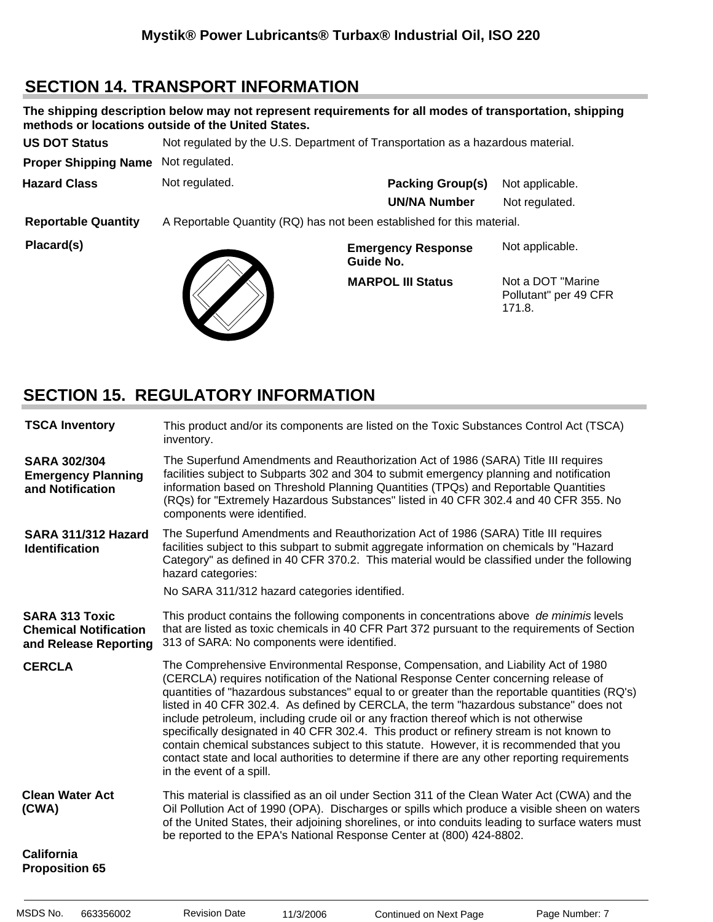## SECTION 14. TRANSPORT INFORMATION

**The shipping description below may not represent requirements for all modes of transportation, shipping methods or locations outside of the United States.**

| | |
|---|---|
| **US DOT Status** | Not regulated by the U.S. Department of Transportation as a hazardous material. |
| **Proper Shipping Name** | Not regulated. |
| **Hazard Class** | Not regulated. |
| **Packing Group(s)** | Not applicable. |
| **UN/NA Number** | Not regulated. |
| **Reportable Quantity** | A Reportable Quantity (RQ) has not been established for this material. |
| **Placard(s)** | |
| **Emergency Response Guide No.** | Not applicable. |
| **MARPOL III Status** | Not a DOT "Marine Pollutant" per 49 CFR 171.8. |

## SECTION 15. REGULATORY INFORMATION

**TSCA Inventory**

This product and/or its components are listed on the Toxic Substances Control Act (TSCA) inventory.

**SARA 302/304 Emergency Planning and Notification**

The Superfund Amendments and Reauthorization Act of 1986 (SARA) Title III requires facilities subject to Subparts 302 and 304 to submit emergency planning and notification information based on Threshold Planning Quantities (TPQs) and Reportable Quantities (RQs) for "Extremely Hazardous Substances" listed in 40 CFR 302.4 and 40 CFR 355. No components were identified.

**SARA 311/312 Hazard Identification**

The Superfund Amendments and Reauthorization Act of 1986 (SARA) Title III requires facilities subject to this subpart to submit aggregate information on chemicals by "Hazard Category" as defined in 40 CFR 370.2. This material would be classified under the following hazard categories:

No SARA 311/312 hazard categories identified.

**SARA 313 Toxic Chemical Notification and Release Reporting**

This product contains the following components in concentrations above *de minimis* levels that are listed as toxic chemicals in 40 CFR Part 372 pursuant to the requirements of Section 313 of SARA: No components were identified.

**CERCLA**

The Comprehensive Environmental Response, Compensation, and Liability Act of 1980 (CERCLA) requires notification of the National Response Center concerning release of quantities of "hazardous substances" equal to or greater than the reportable quantities (RQ's) listed in 40 CFR 302.4. As defined by CERCLA, the term "hazardous substance" does not include petroleum, including crude oil or any fraction thereof which is not otherwise specifically designated in 40 CFR 302.4. This product or refinery stream is not known to contain chemical substances subject to this statute. However, it is recommended that you contact state and local authorities to determine if there are any other reporting requirements in the event of a spill.

**Clean Water Act (CWA)**

This material is classified as an oil under Section 311 of the Clean Water Act (CWA) and the Oil Pollution Act of 1990 (OPA). Discharges or spills which produce a visible sheen on waters of the United States, their adjoining shorelines, or into conduits leading to surface waters must be reported to the EPA's National Response Center at (800) 424-8802.

**California Proposition 65**

MSDS No. 663356002 Revision Date 11/3/2006 Continued on Next Page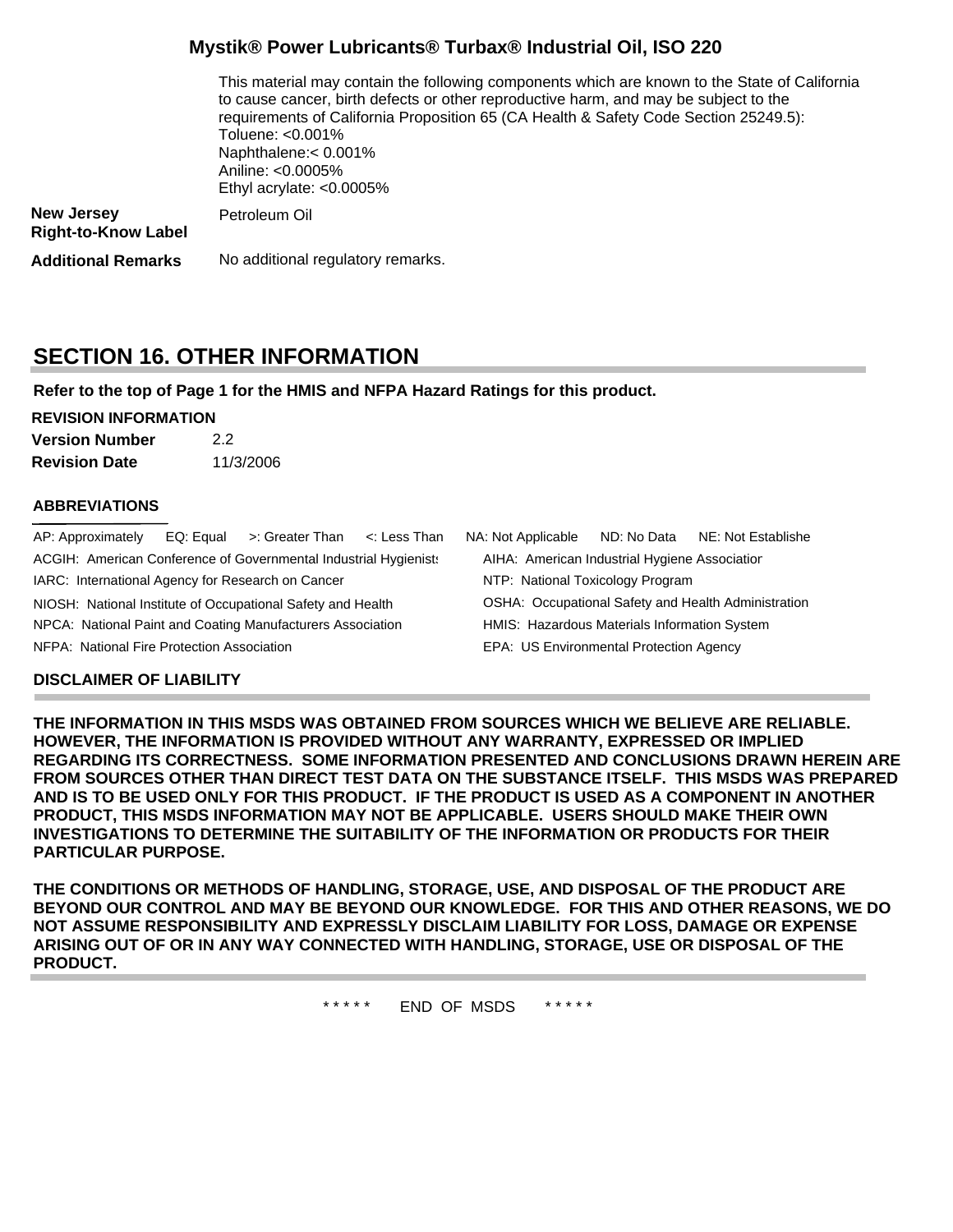This material may contain the following components which are known to the State of California to cause cancer, birth defects or other reproductive harm, and may be subject to the requirements of California Proposition 65 (CA Health & Safety Code Section 25249.5):
Toluene: <0.001%
Naphthalene:< 0.001%
Aniline: <0.0005%
Ethyl acrylate: <0.0005%

**New Jersey Right-to-Know Label** Petroleum Oil

**Additional Remarks** No additional regulatory remarks.

## SECTION 16. OTHER INFORMATION

**Refer to the top of Page 1 for the HMIS and NFPA Hazard Ratings for this product.**

**REVISION INFORMATION**

**Version Number** 2.2

**Revision Date** 11/3/2006

**ABBREVIATIONS**

AP: Approximately EQ: Equal >: Greater Than <: Less Than NA: Not Applicable ND: No Data NE: Not Established

ACGIH: American Conference of Governmental Industrial Hygienists
AIHA: American Industrial Hygiene Association
IARC: International Agency for Research on Cancer
NTP: National Toxicology Program
NIOSH: National Institute of Occupational Safety and Health
OSHA: Occupational Safety and Health Administration
NPCA: National Paint and Coating Manufacturers Association
HMIS: Hazardous Materials Information System
NFPA: National Fire Protection Association
EPA: US Environmental Protection Agency

**DISCLAIMER OF LIABILITY**

**THE INFORMATION IN THIS MSDS WAS OBTAINED FROM SOURCES WHICH WE BELIEVE ARE RELIABLE. HOWEVER, THE INFORMATION IS PROVIDED WITHOUT ANY WARRANTY, EXPRESSED OR IMPLIED REGARDING ITS CORRECTNESS. SOME INFORMATION PRESENTED AND CONCLUSIONS DRAWN HEREIN ARE FROM SOURCES OTHER THAN DIRECT TEST DATA ON THE SUBSTANCE ITSELF. THIS MSDS WAS PREPARED AND IS TO BE USED ONLY FOR THIS PRODUCT. IF THE PRODUCT IS USED AS A COMPONENT IN ANOTHER PRODUCT, THIS MSDS INFORMATION MAY NOT BE APPLICABLE. USERS SHOULD MAKE THEIR OWN INVESTIGATIONS TO DETERMINE THE SUITABILITY OF THE INFORMATION OR PRODUCTS FOR THEIR PARTICULAR PURPOSE.**

**THE CONDITIONS OR METHODS OF HANDLING, STORAGE, USE, AND DISPOSAL OF THE PRODUCT ARE BEYOND OUR CONTROL AND MAY BE BEYOND OUR KNOWLEDGE. FOR THIS AND OTHER REASONS, WE DO NOT ASSUME RESPONSIBILITY AND EXPRESSLY DISCLAIM LIABILITY FOR LOSS, DAMAGE OR EXPENSE ARISING OUT OF OR IN ANY WAY CONNECTED WITH HANDLING, STORAGE, USE OR DISPOSAL OF THE PRODUCT.**

***** END OF MSDS *****